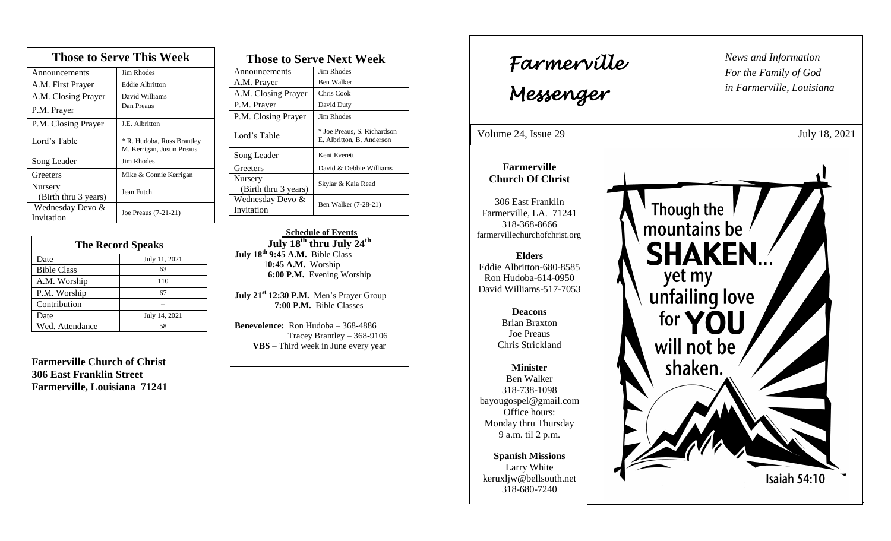# Farmerville Messenger

*News and Information*
*For the Family of God*
*in Farmerville, Louisiana*

Volume 24, Issue 29 July 18, 2021

## Farmerville Church Of Christ

306 East Franklin
Farmerville, LA. 71241
318-368-8666
farmervillechurchofchrist.org

**Elders**
Eddie Albritton-680-8585
Ron Hudoba-614-0950
David Williams-517-7053

**Deacons**
Brian Braxton
Joe Preaus
Chris Strickland

**Minister**
Ben Walker
318-738-1098
bayougospel@gmail.com
Office hours:
Monday thru Thursday
9 a.m. til 2 p.m.

**Spanish Missions**
Larry White
keruxljw@bellsouth.net
318-680-7240

Though the mountains be SHAKEN... yet my unfailing love for YOU will not be shaken.
Isaiah 54:10

## Those to Serve This Week

| Those to Serve This Week | |
|---|---|
| Announcements | Jim Rhodes |
| A.M. First Prayer | Eddie Albritton |
| A.M. Closing Prayer | David Williams |
| P.M. Prayer | Dan Preaus |
| P.M. Closing Prayer | J.E. Albritton |
| Lord's Table | * R. Hudoba, Russ Brantley M. Kerrigan, Justin Preaus |
| Song Leader | Jim Rhodes |
| Greeters | Mike & Connie Kerrigan |
| Nursery (Birth thru 3 years) | Jean Futch |
| Wednesday Devo & Invitation | Joe Preaus (7-21-21) |

## Those to Serve Next Week

| Those to Serve Next Week | |
|---|---|
| Announcements | Jim Rhodes |
| A.M. Prayer | Ben Walker |
| A.M. Closing Prayer | Chris Cook |
| P.M. Prayer | David Duty |
| P.M. Closing Prayer | Jim Rhodes |
| Lord's Table | * Joe Preaus, S. Richardson E. Albritton, B. Anderson |
| Song Leader | Kent Everett |
| Greeters | David & Debbie Williams |
| Nursery (Birth thru 3 years) | Skylar & Kaia Read |
| Wednesday Devo & Invitation | Ben Walker (7-28-21) |

## The Record Speaks

| The Record Speaks | |
|---|---|
| Date | July 11, 2021 |
| Bible Class | 63 |
| A.M. Worship | 110 |
| P.M. Worship | 67 |
| Contribution | -- |
| Date | July 14, 2021 |
| Wed. Attendance | 58 |

## Schedule of Events

**July 18th thru July 24th**

**July 18th 9:45 A.M.** Bible Class
**10:45 A.M.** Worship
**6:00 P.M.** Evening Worship

**July 21st 12:30 P.M.** Men's Prayer Group
**7:00 P.M.** Bible Classes

**Benevolence:** Ron Hudoba – 368-4886
Tracey Brantley – 368-9106
**VBS** – Third week in June every year

**Farmerville Church of Christ**
**306 East Franklin Street**
**Farmerville, Louisiana 71241**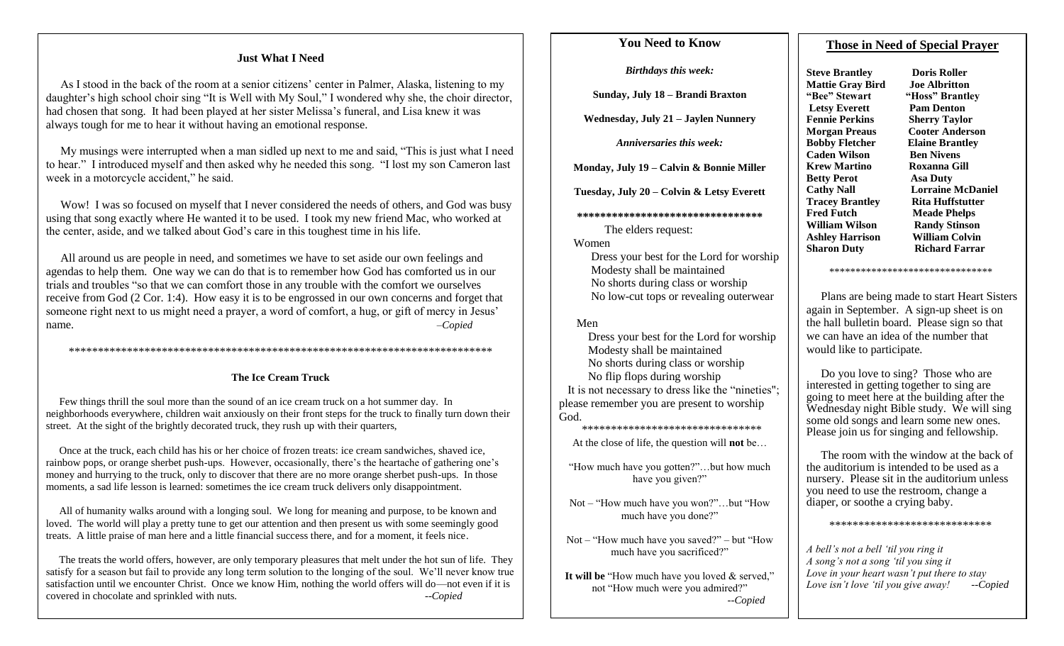## Just What I Need

As I stood in the back of the room at a senior citizens' center in Palmer, Alaska, listening to my daughter's high school choir sing "It is Well with My Soul," I wondered why she, the choir director, had chosen that song. It had been played at her sister Melissa's funeral, and Lisa knew it was always tough for me to hear it without having an emotional response.

My musings were interrupted when a man sidled up next to me and said, "This is just what I need to hear." I introduced myself and then asked why he needed this song. "I lost my son Cameron last week in a motorcycle accident," he said.

Wow! I was so focused on myself that I never considered the needs of others, and God was busy using that song exactly where He wanted it to be used. I took my new friend Mac, who worked at the center, aside, and we talked about God's care in this toughest time in his life.

All around us are people in need, and sometimes we have to set aside our own feelings and agendas to help them. One way we can do that is to remember how God has comforted us in our trials and troubles "so that we can comfort those in any trouble with the comfort we ourselves receive from God (2 Cor. 1:4). How easy it is to be engrossed in our own concerns and forget that someone right next to us might need a prayer, a word of comfort, a hug, or gift of mercy in Jesus' name. *–Copied*

*****************************************************************************

## The Ice Cream Truck

Few things thrill the soul more than the sound of an ice cream truck on a hot summer day. In neighborhoods everywhere, children wait anxiously on their front steps for the truck to finally turn down their street. At the sight of the brightly decorated truck, they rush up with their quarters,

Once at the truck, each child has his or her choice of frozen treats: ice cream sandwiches, shaved ice, rainbow pops, or orange sherbet push-ups. However, occasionally, there's the heartache of gathering one's money and hurrying to the truck, only to discover that there are no more orange sherbet push-ups. In those moments, a sad life lesson is learned: sometimes the ice cream truck delivers only disappointment.

All of humanity walks around with a longing soul. We long for meaning and purpose, to be known and loved. The world will play a pretty tune to get our attention and then present us with some seemingly good treats. A little praise of man here and a little financial success there, and for a moment, it feels nice.

The treats the world offers, however, are only temporary pleasures that melt under the hot sun of life. They satisfy for a season but fail to provide any long term solution to the longing of the soul. We'll never know true satisfaction until we encounter Christ. Once we know Him, nothing the world offers will do—not even if it is covered in chocolate and sprinkled with nuts. *--Copied*

## You Need to Know

*Birthdays this week:*

**Sunday, July 18 – Brandi Braxton**

**Wednesday, July 21 – Jaylen Nunnery**

*Anniversaries this week:*

**Monday, July 19 – Calvin & Bonnie Miller**

**Tuesday, July 20 – Colvin & Letsy Everett**

**********************************

The elders request:

Women

- Dress your best for the Lord for worship
- Modesty shall be maintained
- No shorts during class or worship
- No low-cut tops or revealing outerwear

Men

- Dress your best for the Lord for worship
- Modesty shall be maintained
- No shorts during class or worship
- No flip flops during worship

It is not necessary to dress like the "nineties"; please remember you are present to worship God.

********************************

At the close of life, the question will **not** be…

"How much have you gotten?"…but how much have you given?"

Not – "How much have you won?"…but "How much have you done?"

Not – "How much have you saved?" – but "How much have you sacrificed?"

**It will be** "How much have you loved & served," not "How much were you admired?"

*--Copied*

## Those in Need of Special Prayer

| | |
|---|---|
| **Steve Brantley** | **Doris Roller** |
| **Mattie Gray Bird** | **Joe Albritton** |
| **"Bee" Stewart** | **"Hoss" Brantley** |
| **Letsy Everett** | **Pam Denton** |
| **Fennie Perkins** | **Sherry Taylor** |
| **Morgan Preaus** | **Cooter Anderson** |
| **Bobby Fletcher** | **Elaine Brantley** |
| **Caden Wilson** | **Ben Nivens** |
| **Krew Martino** | **Roxanna Gill** |
| **Betty Perot** | **Asa Duty** |
| **Cathy Nall** | **Lorraine McDaniel** |
| **Tracey Brantley** | **Rita Huffstutter** |
| **Fred Futch** | **Meade Phelps** |
| **William Wilson** | **Randy Stinson** |
| **Ashley Harrison** | **William Colvin** |
| **Sharon Duty** | **Richard Farrar** |

********************************

Plans are being made to start Heart Sisters again in September. A sign-up sheet is on the hall bulletin board. Please sign so that we can have an idea of the number that would like to participate.

Do you love to sing? Those who are interested in getting together to sing are going to meet here at the building after the Wednesday night Bible study. We will sing some old songs and learn some new ones. Please join us for singing and fellowship.

The room with the window at the back of the auditorium is intended to be used as a nursery. Please sit in the auditorium unless you need to use the restroom, change a diaper, or soothe a crying baby.

*****************************

*A bell's not a bell 'til you ring it*
*A song's not a song 'til you sing it*
*Love in your heart wasn't put there to stay*
*Love isn't love 'til you give away! --Copied*